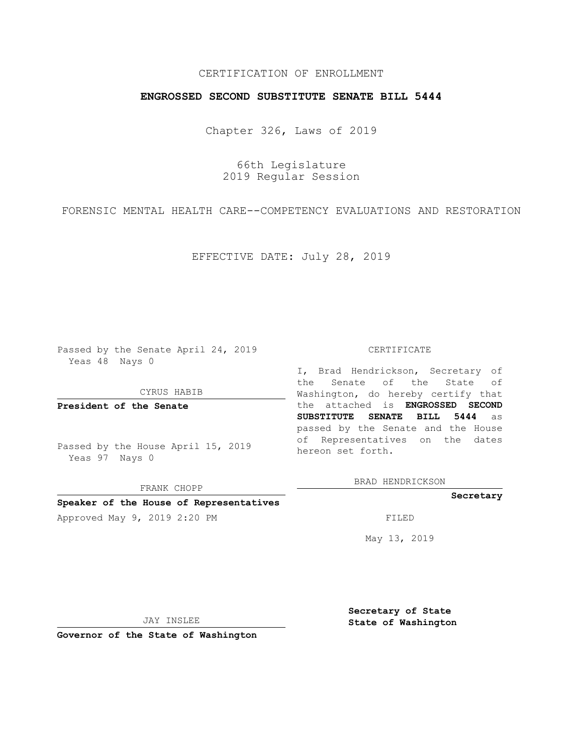CERTIFICATION OF ENROLLMENT

**ENGROSSED SECOND SUBSTITUTE SENATE BILL 5444**

Chapter 326, Laws of 2019

66th Legislature
2019 Regular Session

FORENSIC MENTAL HEALTH CARE--COMPETENCY EVALUATIONS AND RESTORATION

EFFECTIVE DATE: July 28, 2019

Passed by the Senate April 24, 2019
Yeas 48 Nays 0

CYRUS HABIB

**President of the Senate**

Passed by the House April 15, 2019
Yeas 97 Nays 0

FRANK CHOPP

**Speaker of the House of Representatives**

Approved May 9, 2019 2:20 PM

JAY INSLEE

**Governor of the State of Washington**

CERTIFICATE

I, Brad Hendrickson, Secretary of the Senate of the State of Washington, do hereby certify that the attached is **ENGROSSED SECOND SUBSTITUTE SENATE BILL 5444** as passed by the Senate and the House of Representatives on the dates hereon set forth.

BRAD HENDRICKSON

**Secretary**

FILED

May 13, 2019

**Secretary of State**
**State of Washington**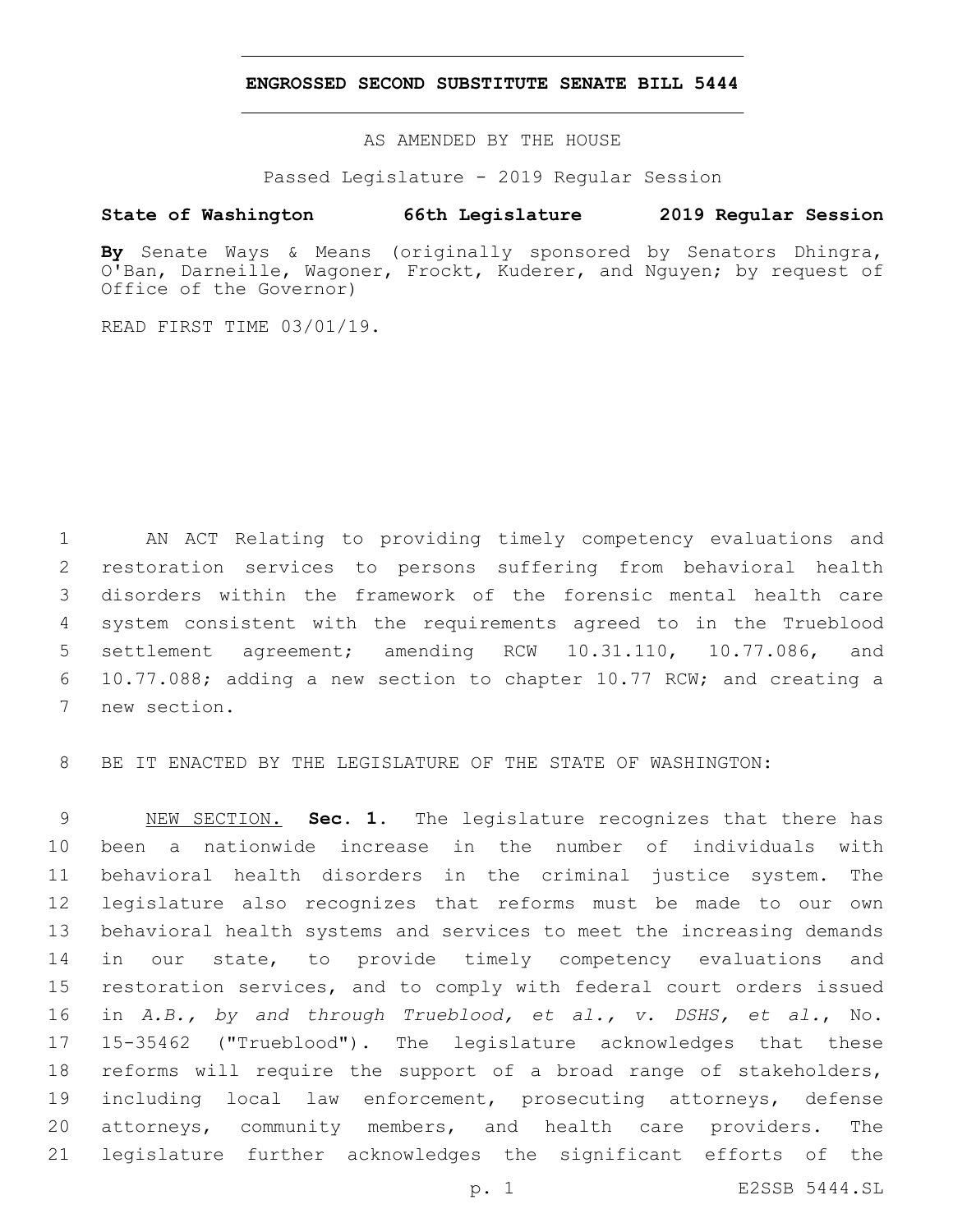# ENGROSSED SECOND SUBSTITUTE SENATE BILL 5444

AS AMENDED BY THE HOUSE

Passed Legislature - 2019 Regular Session

**State of Washington 66th Legislature 2019 Regular Session**

**By** Senate Ways & Means (originally sponsored by Senators Dhingra, O'Ban, Darneille, Wagoner, Frockt, Kuderer, and Nguyen; by request of Office of the Governor)

READ FIRST TIME 03/01/19.

AN ACT Relating to providing timely competency evaluations and restoration services to persons suffering from behavioral health disorders within the framework of the forensic mental health care system consistent with the requirements agreed to in the Trueblood settlement agreement; amending RCW 10.31.110, 10.77.086, and 10.77.088; adding a new section to chapter 10.77 RCW; and creating a new section.

BE IT ENACTED BY THE LEGISLATURE OF THE STATE OF WASHINGTON:

NEW SECTION. **Sec. 1.** The legislature recognizes that there has been a nationwide increase in the number of individuals with behavioral health disorders in the criminal justice system. The legislature also recognizes that reforms must be made to our own behavioral health systems and services to meet the increasing demands in our state, to provide timely competency evaluations and restoration services, and to comply with federal court orders issued in *A.B., by and through Trueblood, et al., v. DSHS, et al.*, No. 15-35462 ("Trueblood"). The legislature acknowledges that these reforms will require the support of a broad range of stakeholders, including local law enforcement, prosecuting attorneys, defense attorneys, community members, and health care providers. The legislature further acknowledges the significant efforts of the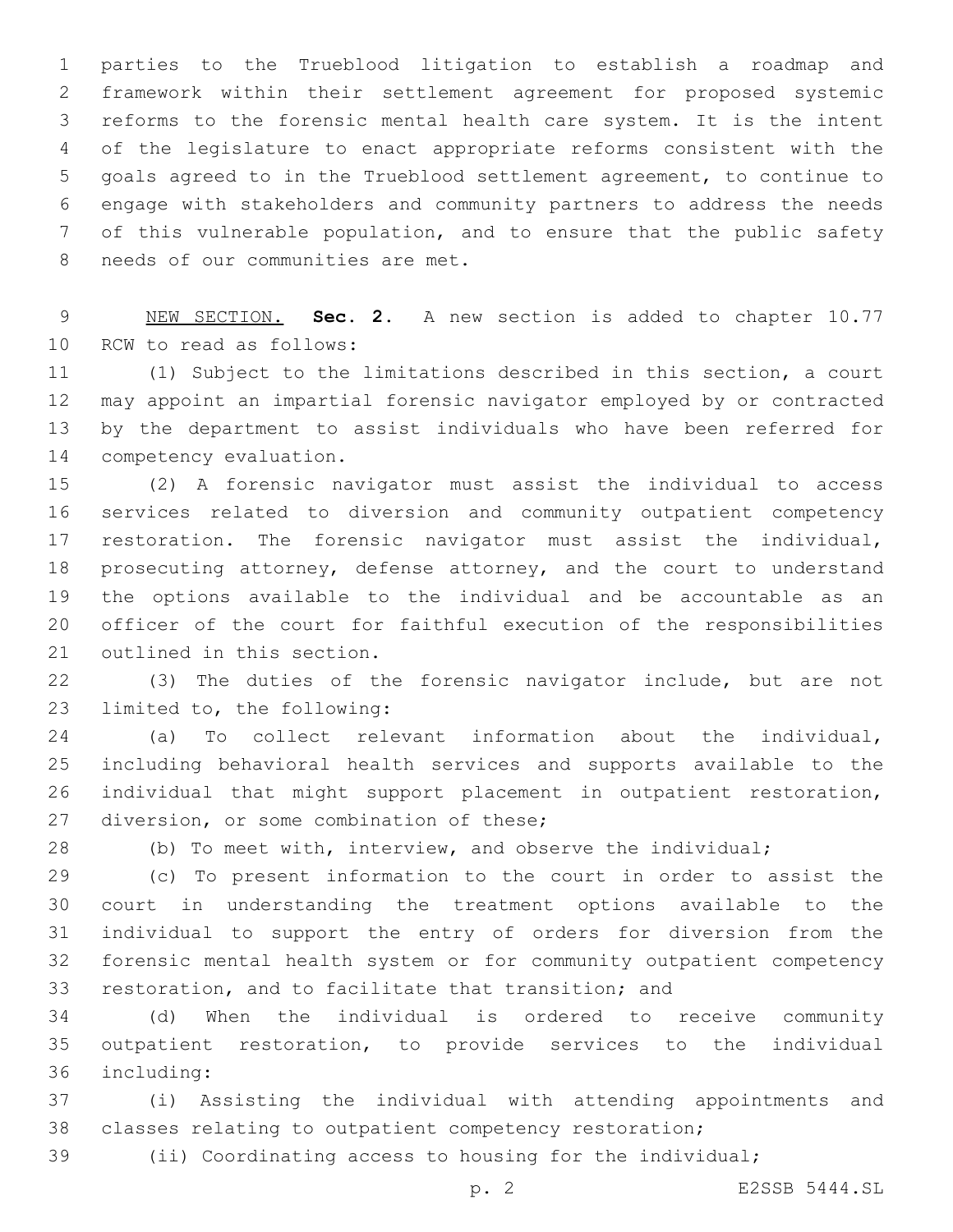parties to the Trueblood litigation to establish a roadmap and framework within their settlement agreement for proposed systemic reforms to the forensic mental health care system. It is the intent of the legislature to enact appropriate reforms consistent with the goals agreed to in the Trueblood settlement agreement, to continue to engage with stakeholders and community partners to address the needs of this vulnerable population, and to ensure that the public safety needs of our communities are met.

NEW SECTION. **Sec. 2.** A new section is added to chapter 10.77 RCW to read as follows:

(1) Subject to the limitations described in this section, a court may appoint an impartial forensic navigator employed by or contracted by the department to assist individuals who have been referred for competency evaluation.

(2) A forensic navigator must assist the individual to access services related to diversion and community outpatient competency restoration. The forensic navigator must assist the individual, prosecuting attorney, defense attorney, and the court to understand the options available to the individual and be accountable as an officer of the court for faithful execution of the responsibilities outlined in this section.

(3) The duties of the forensic navigator include, but are not limited to, the following:

(a) To collect relevant information about the individual, including behavioral health services and supports available to the individual that might support placement in outpatient restoration, diversion, or some combination of these;

(b) To meet with, interview, and observe the individual;

(c) To present information to the court in order to assist the court in understanding the treatment options available to the individual to support the entry of orders for diversion from the forensic mental health system or for community outpatient competency restoration, and to facilitate that transition; and

(d) When the individual is ordered to receive community outpatient restoration, to provide services to the individual including:

(i) Assisting the individual with attending appointments and classes relating to outpatient competency restoration;

(ii) Coordinating access to housing for the individual;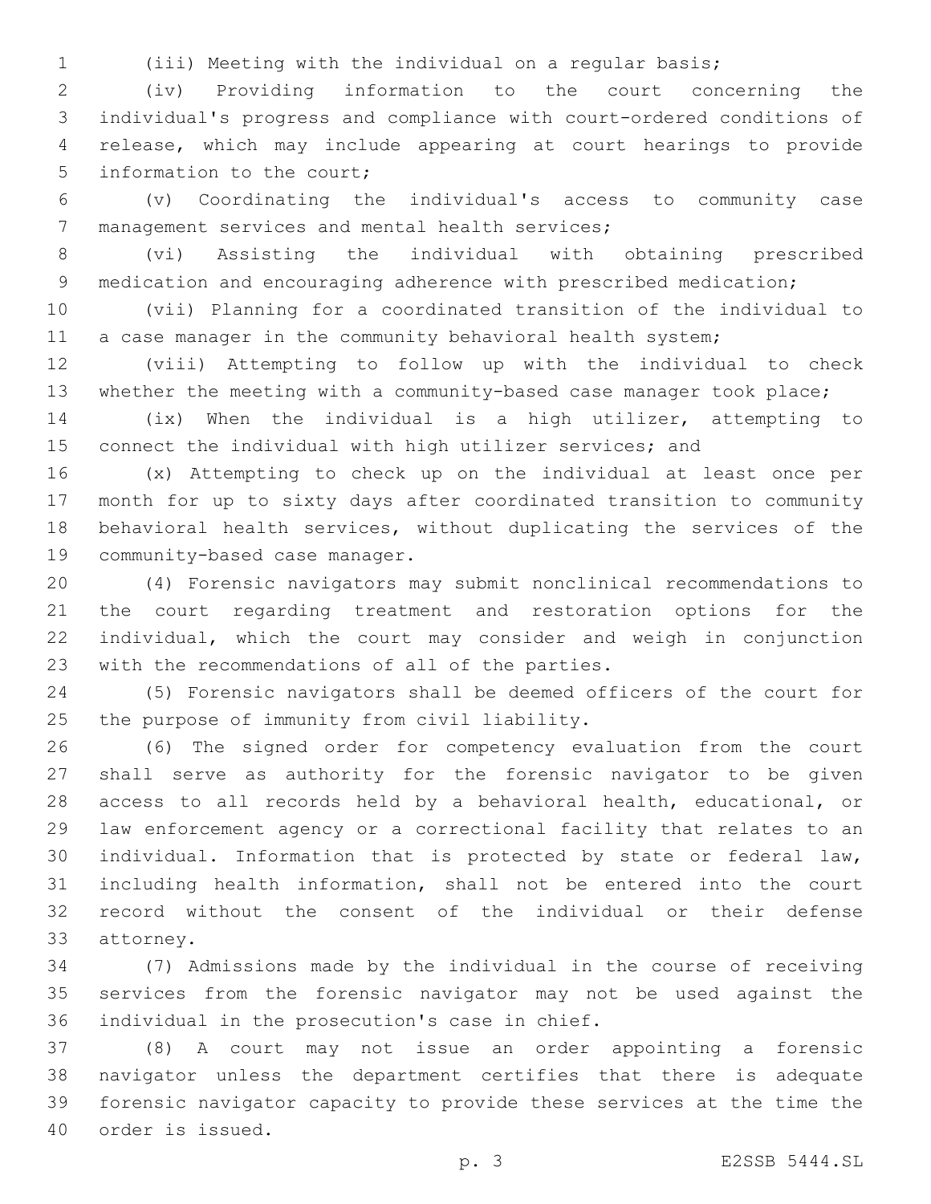(iii) Meeting with the individual on a regular basis;

(iv) Providing information to the court concerning the individual's progress and compliance with court-ordered conditions of release, which may include appearing at court hearings to provide information to the court;

(v) Coordinating the individual's access to community case management services and mental health services;

(vi) Assisting the individual with obtaining prescribed medication and encouraging adherence with prescribed medication;

(vii) Planning for a coordinated transition of the individual to a case manager in the community behavioral health system;

(viii) Attempting to follow up with the individual to check whether the meeting with a community-based case manager took place;

(ix) When the individual is a high utilizer, attempting to connect the individual with high utilizer services; and

(x) Attempting to check up on the individual at least once per month for up to sixty days after coordinated transition to community behavioral health services, without duplicating the services of the community-based case manager.

(4) Forensic navigators may submit nonclinical recommendations to the court regarding treatment and restoration options for the individual, which the court may consider and weigh in conjunction with the recommendations of all of the parties.

(5) Forensic navigators shall be deemed officers of the court for the purpose of immunity from civil liability.

(6) The signed order for competency evaluation from the court shall serve as authority for the forensic navigator to be given access to all records held by a behavioral health, educational, or law enforcement agency or a correctional facility that relates to an individual. Information that is protected by state or federal law, including health information, shall not be entered into the court record without the consent of the individual or their defense attorney.

(7) Admissions made by the individual in the course of receiving services from the forensic navigator may not be used against the individual in the prosecution's case in chief.

(8) A court may not issue an order appointing a forensic navigator unless the department certifies that there is adequate forensic navigator capacity to provide these services at the time the order is issued.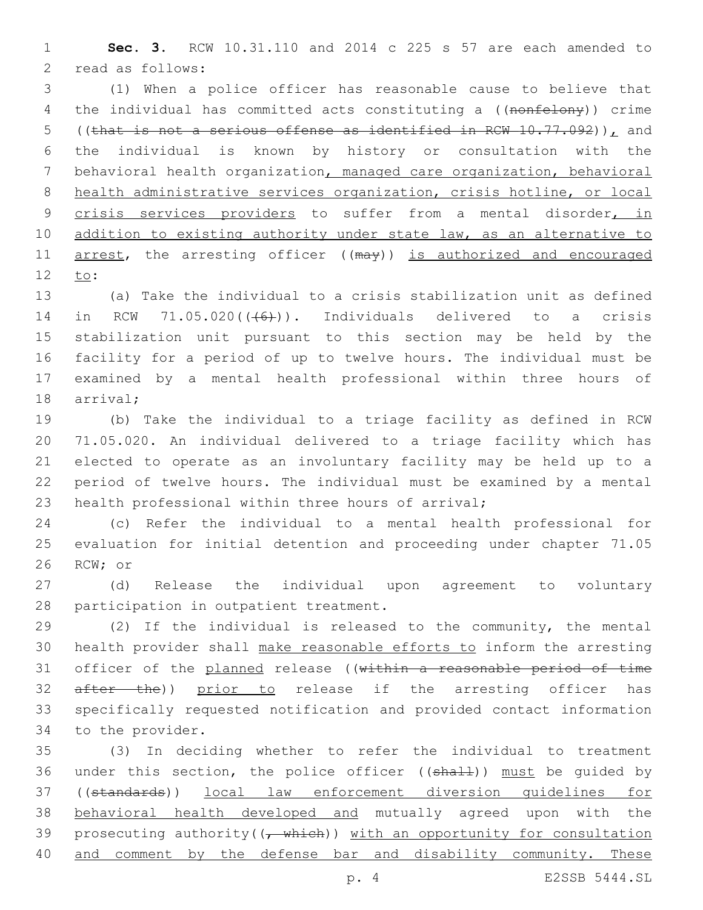**Sec. 3.** RCW 10.31.110 and 2014 c 225 s 57 are each amended to read as follows:

(1) When a police officer has reasonable cause to believe that the individual has committed acts constituting a ((~~nonfelony~~)) crime ((~~that is not a serious offense as identified in RCW 10.77.092~~)), and the individual is known by history or consultation with the behavioral health organization, managed care organization, behavioral health administrative services organization, crisis hotline, or local crisis services providers to suffer from a mental disorder, in addition to existing authority under state law, as an alternative to arrest, the arresting officer ((~~may~~)) is authorized and encouraged to:

(a) Take the individual to a crisis stabilization unit as defined in RCW 71.05.020((~~(6)~~)). Individuals delivered to a crisis stabilization unit pursuant to this section may be held by the facility for a period of up to twelve hours. The individual must be examined by a mental health professional within three hours of arrival;

(b) Take the individual to a triage facility as defined in RCW 71.05.020. An individual delivered to a triage facility which has elected to operate as an involuntary facility may be held up to a period of twelve hours. The individual must be examined by a mental health professional within three hours of arrival;

(c) Refer the individual to a mental health professional for evaluation for initial detention and proceeding under chapter 71.05 RCW; or

(d) Release the individual upon agreement to voluntary participation in outpatient treatment.

(2) If the individual is released to the community, the mental health provider shall make reasonable efforts to inform the arresting officer of the planned release ((~~within a reasonable period of time after the~~)) prior to release if the arresting officer has specifically requested notification and provided contact information to the provider.

(3) In deciding whether to refer the individual to treatment under this section, the police officer ((~~shall~~)) must be guided by ((~~standards~~)) local law enforcement diversion guidelines for behavioral health developed and mutually agreed upon with the prosecuting authority((~~, which~~)) with an opportunity for consultation and comment by the defense bar and disability community. These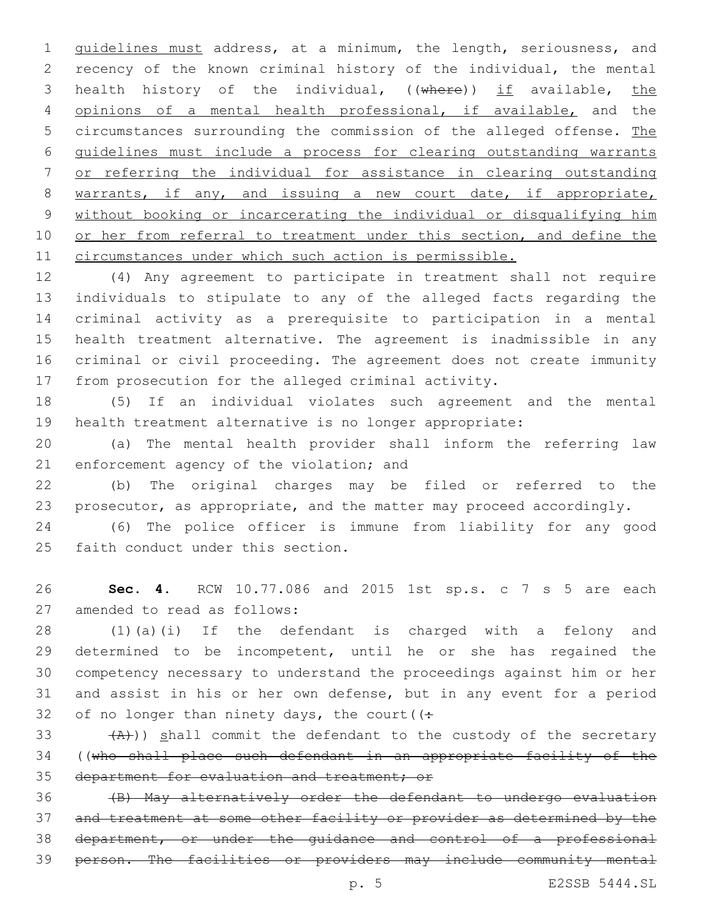guidelines must address, at a minimum, the length, seriousness, and recency of the known criminal history of the individual, the mental health history of the individual, ((~~where~~)) if available, the opinions of a mental health professional, if available, and the circumstances surrounding the commission of the alleged offense. The guidelines must include a process for clearing outstanding warrants or referring the individual for assistance in clearing outstanding warrants, if any, and issuing a new court date, if appropriate, without booking or incarcerating the individual or disqualifying him or her from referral to treatment under this section, and define the circumstances under which such action is permissible.

(4) Any agreement to participate in treatment shall not require individuals to stipulate to any of the alleged facts regarding the criminal activity as a prerequisite to participation in a mental health treatment alternative. The agreement is inadmissible in any criminal or civil proceeding. The agreement does not create immunity from prosecution for the alleged criminal activity.

(5) If an individual violates such agreement and the mental health treatment alternative is no longer appropriate:

(a) The mental health provider shall inform the referring law enforcement agency of the violation; and

(b) The original charges may be filed or referred to the prosecutor, as appropriate, and the matter may proceed accordingly.

(6) The police officer is immune from liability for any good faith conduct under this section.

**Sec. 4.** RCW 10.77.086 and 2015 1st sp.s. c 7 s 5 are each amended to read as follows:

(1)(a)(i) If the defendant is charged with a felony and determined to be incompetent, until he or she has regained the competency necessary to understand the proceedings against him or her and assist in his or her own defense, but in any event for a period of no longer than ninety days, the court((~~:~~

~~(A)~~)) shall commit the defendant to the custody of the secretary ((~~who shall place such defendant in an appropriate facility of the department for evaluation and treatment; or~~

~~(B) May alternatively order the defendant to undergo evaluation and treatment at some other facility or provider as determined by the department, or under the guidance and control of a professional person. The facilities or providers may include community mental~~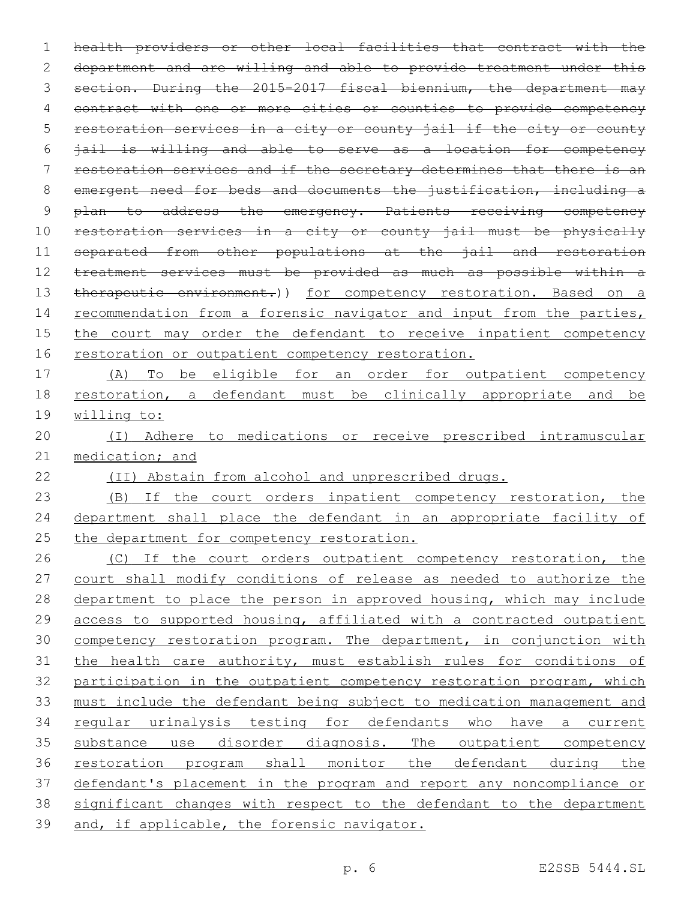~~health providers or other local facilities that contract with the department and are willing and able to provide treatment under this section. During the 2015-2017 fiscal biennium, the department may contract with one or more cities or counties to provide competency restoration services in a city or county jail if the city or county jail is willing and able to serve as a location for competency restoration services and if the secretary determines that there is an emergent need for beds and documents the justification, including a plan to address the emergency. Patients receiving competency restoration services in a city or county jail must be physically separated from other populations at the jail and restoration treatment services must be provided as much as possible within a therapeutic environment.~~)) <u>for competency restoration. Based on a recommendation from a forensic navigator and input from the parties, the court may order the defendant to receive inpatient competency restoration or outpatient competency restoration.</u>

<u>(A) To be eligible for an order for outpatient competency restoration, a defendant must be clinically appropriate and be willing to:</u>

<u>(I) Adhere to medications or receive prescribed intramuscular medication; and</u>

<u>(II) Abstain from alcohol and unprescribed drugs.</u>

<u>(B) If the court orders inpatient competency restoration, the department shall place the defendant in an appropriate facility of the department for competency restoration.</u>

<u>(C) If the court orders outpatient competency restoration, the court shall modify conditions of release as needed to authorize the department to place the person in approved housing, which may include access to supported housing, affiliated with a contracted outpatient competency restoration program. The department, in conjunction with the health care authority, must establish rules for conditions of participation in the outpatient competency restoration program, which must include the defendant being subject to medication management and regular urinalysis testing for defendants who have a current substance use disorder diagnosis. The outpatient competency restoration program shall monitor the defendant during the defendant's placement in the program and report any noncompliance or significant changes with respect to the defendant to the department and, if applicable, the forensic navigator.</u>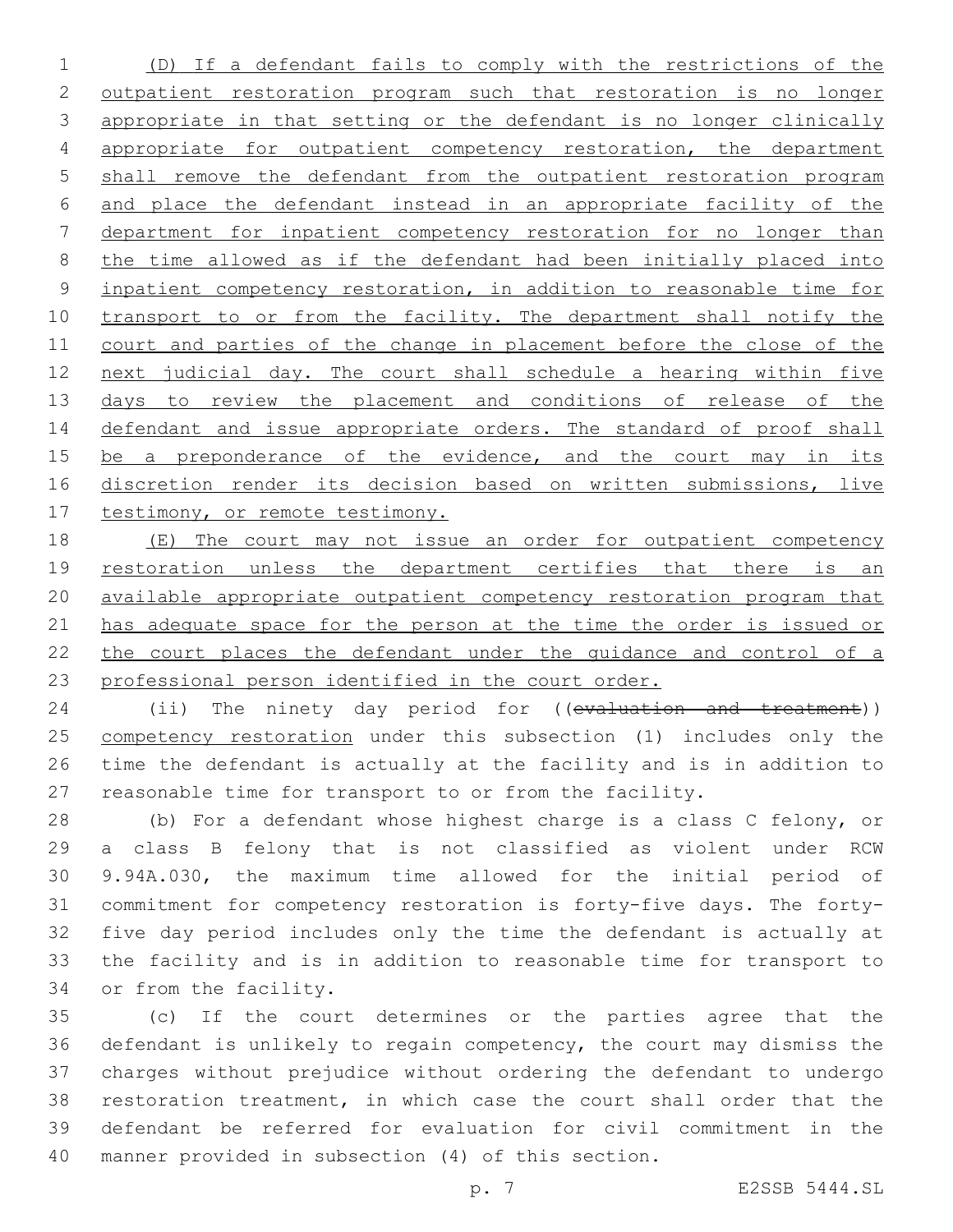(D) If a defendant fails to comply with the restrictions of the outpatient restoration program such that restoration is no longer appropriate in that setting or the defendant is no longer clinically appropriate for outpatient competency restoration, the department shall remove the defendant from the outpatient restoration program and place the defendant instead in an appropriate facility of the department for inpatient competency restoration for no longer than the time allowed as if the defendant had been initially placed into inpatient competency restoration, in addition to reasonable time for transport to or from the facility. The department shall notify the court and parties of the change in placement before the close of the next judicial day. The court shall schedule a hearing within five days to review the placement and conditions of release of the defendant and issue appropriate orders. The standard of proof shall be a preponderance of the evidence, and the court may in its discretion render its decision based on written submissions, live testimony, or remote testimony.

(E) The court may not issue an order for outpatient competency restoration unless the department certifies that there is an available appropriate outpatient competency restoration program that has adequate space for the person at the time the order is issued or the court places the defendant under the guidance and control of a professional person identified in the court order.

(ii) The ninety day period for ((~~evaluation and treatment~~)) competency restoration under this subsection (1) includes only the time the defendant is actually at the facility and is in addition to reasonable time for transport to or from the facility.

(b) For a defendant whose highest charge is a class C felony, or a class B felony that is not classified as violent under RCW 9.94A.030, the maximum time allowed for the initial period of commitment for competency restoration is forty-five days. The forty-five day period includes only the time the defendant is actually at the facility and is in addition to reasonable time for transport to or from the facility.

(c) If the court determines or the parties agree that the defendant is unlikely to regain competency, the court may dismiss the charges without prejudice without ordering the defendant to undergo restoration treatment, in which case the court shall order that the defendant be referred for evaluation for civil commitment in the manner provided in subsection (4) of this section.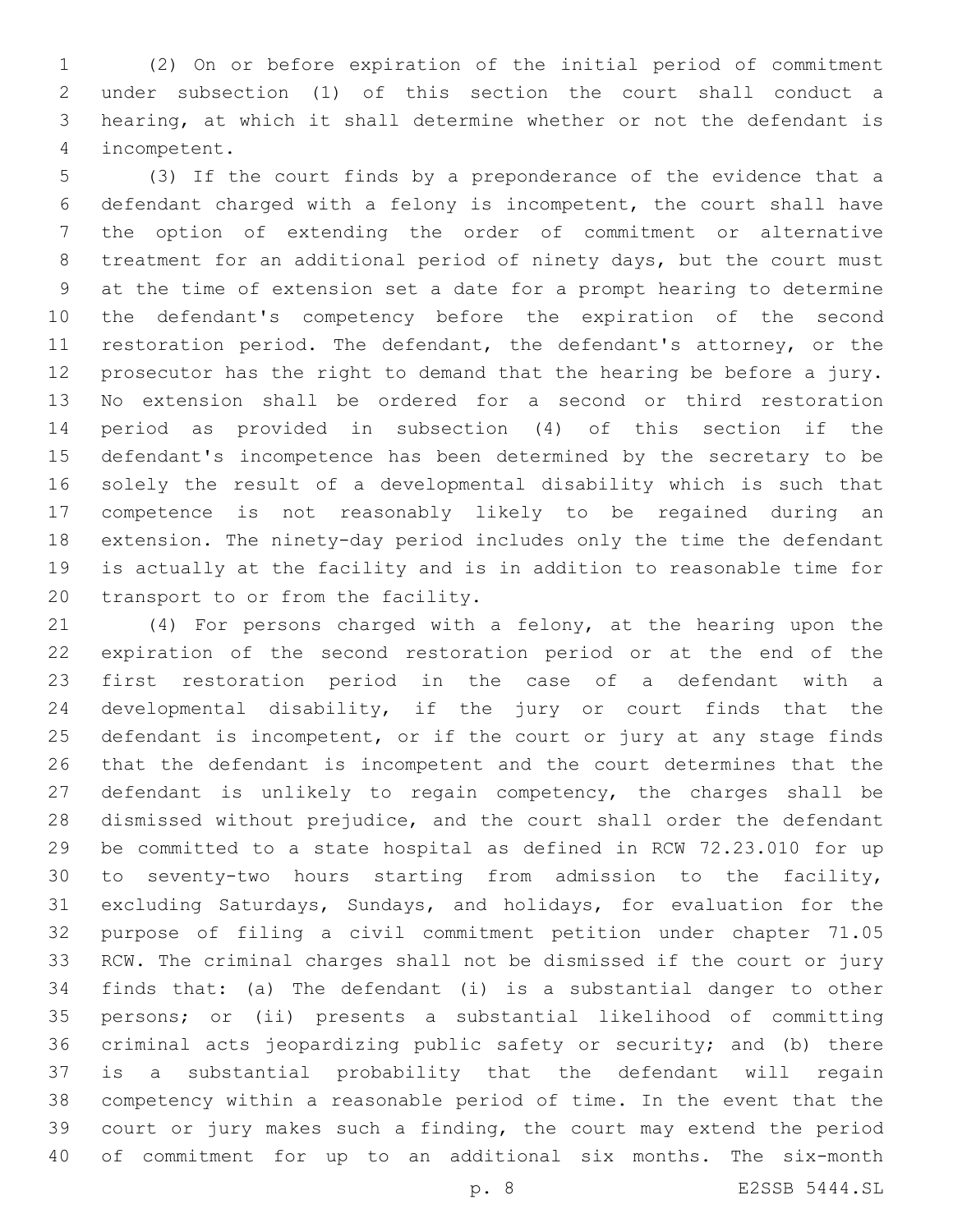(2) On or before expiration of the initial period of commitment under subsection (1) of this section the court shall conduct a hearing, at which it shall determine whether or not the defendant is incompetent.

(3) If the court finds by a preponderance of the evidence that a defendant charged with a felony is incompetent, the court shall have the option of extending the order of commitment or alternative treatment for an additional period of ninety days, but the court must at the time of extension set a date for a prompt hearing to determine the defendant's competency before the expiration of the second restoration period. The defendant, the defendant's attorney, or the prosecutor has the right to demand that the hearing be before a jury. No extension shall be ordered for a second or third restoration period as provided in subsection (4) of this section if the defendant's incompetence has been determined by the secretary to be solely the result of a developmental disability which is such that competence is not reasonably likely to be regained during an extension. The ninety-day period includes only the time the defendant is actually at the facility and is in addition to reasonable time for transport to or from the facility.

(4) For persons charged with a felony, at the hearing upon the expiration of the second restoration period or at the end of the first restoration period in the case of a defendant with a developmental disability, if the jury or court finds that the defendant is incompetent, or if the court or jury at any stage finds that the defendant is incompetent and the court determines that the defendant is unlikely to regain competency, the charges shall be dismissed without prejudice, and the court shall order the defendant be committed to a state hospital as defined in RCW 72.23.010 for up to seventy-two hours starting from admission to the facility, excluding Saturdays, Sundays, and holidays, for evaluation for the purpose of filing a civil commitment petition under chapter 71.05 RCW. The criminal charges shall not be dismissed if the court or jury finds that: (a) The defendant (i) is a substantial danger to other persons; or (ii) presents a substantial likelihood of committing criminal acts jeopardizing public safety or security; and (b) there is a substantial probability that the defendant will regain competency within a reasonable period of time. In the event that the court or jury makes such a finding, the court may extend the period of commitment for up to an additional six months. The six-month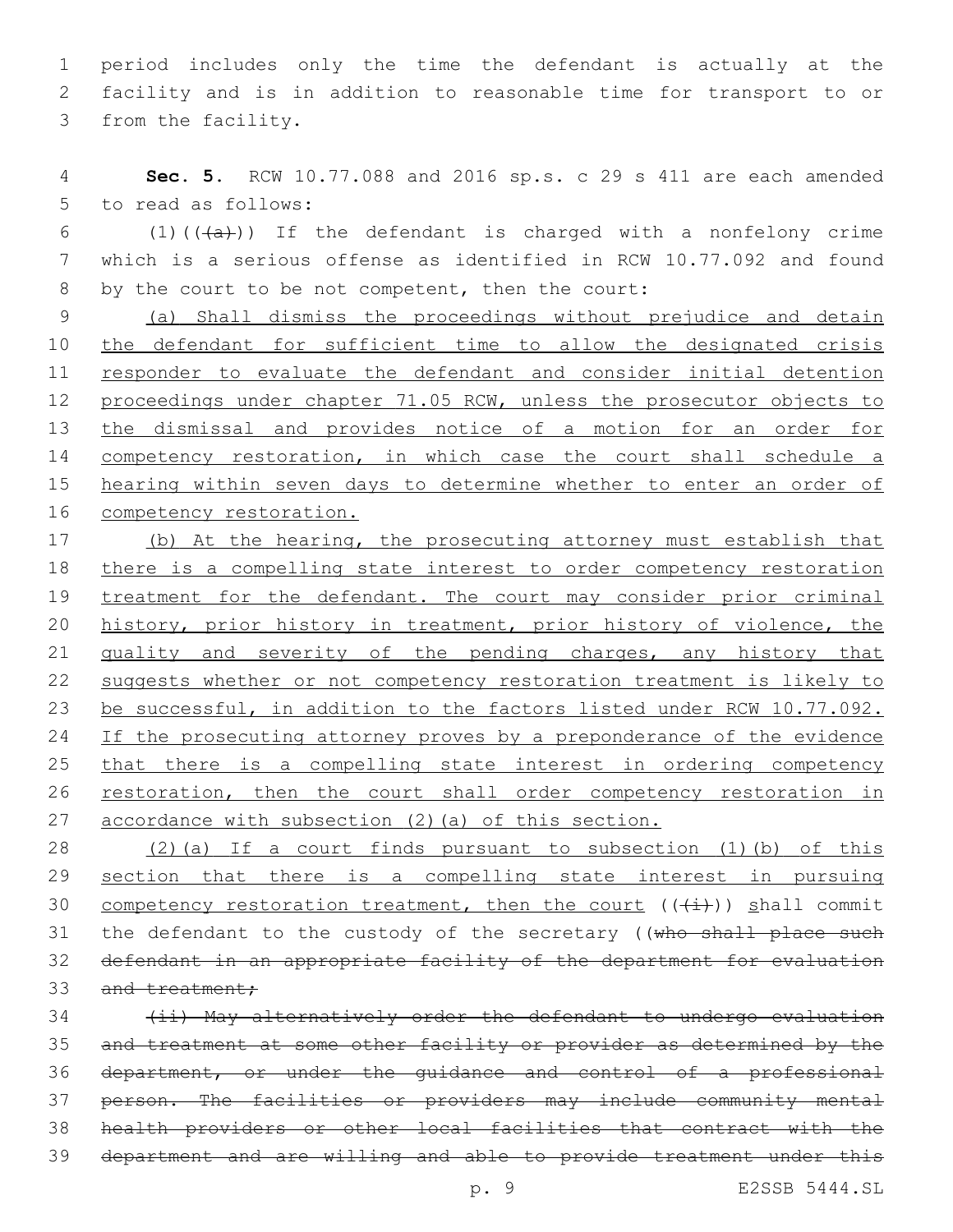period includes only the time the defendant is actually at the facility and is in addition to reasonable time for transport to or from the facility.

**Sec. 5.** RCW 10.77.088 and 2016 sp.s. c 29 s 411 are each amended to read as follows:

(1)(((a))) If the defendant is charged with a nonfelony crime which is a serious offense as identified in RCW 10.77.092 and found by the court to be not competent, then the court:

(a) Shall dismiss the proceedings without prejudice and detain the defendant for sufficient time to allow the designated crisis responder to evaluate the defendant and consider initial detention proceedings under chapter 71.05 RCW, unless the prosecutor objects to the dismissal and provides notice of a motion for an order for competency restoration, in which case the court shall schedule a hearing within seven days to determine whether to enter an order of competency restoration.

(b) At the hearing, the prosecuting attorney must establish that there is a compelling state interest to order competency restoration treatment for the defendant. The court may consider prior criminal history, prior history in treatment, prior history of violence, the quality and severity of the pending charges, any history that suggests whether or not competency restoration treatment is likely to be successful, in addition to the factors listed under RCW 10.77.092. If the prosecuting attorney proves by a preponderance of the evidence that there is a compelling state interest in ordering competency restoration, then the court shall order competency restoration in accordance with subsection (2)(a) of this section.

(2)(a) If a court finds pursuant to subsection (1)(b) of this section that there is a compelling state interest in pursuing competency restoration treatment, then the court (((i))) shall commit the defendant to the custody of the secretary ((~~who shall place such defendant in an appropriate facility of the department for evaluation and treatment;~~

~~(ii) May alternatively order the defendant to undergo evaluation and treatment at some other facility or provider as determined by the department, or under the guidance and control of a professional person. The facilities or providers may include community mental health providers or other local facilities that contract with the department and are willing and able to provide treatment under this~~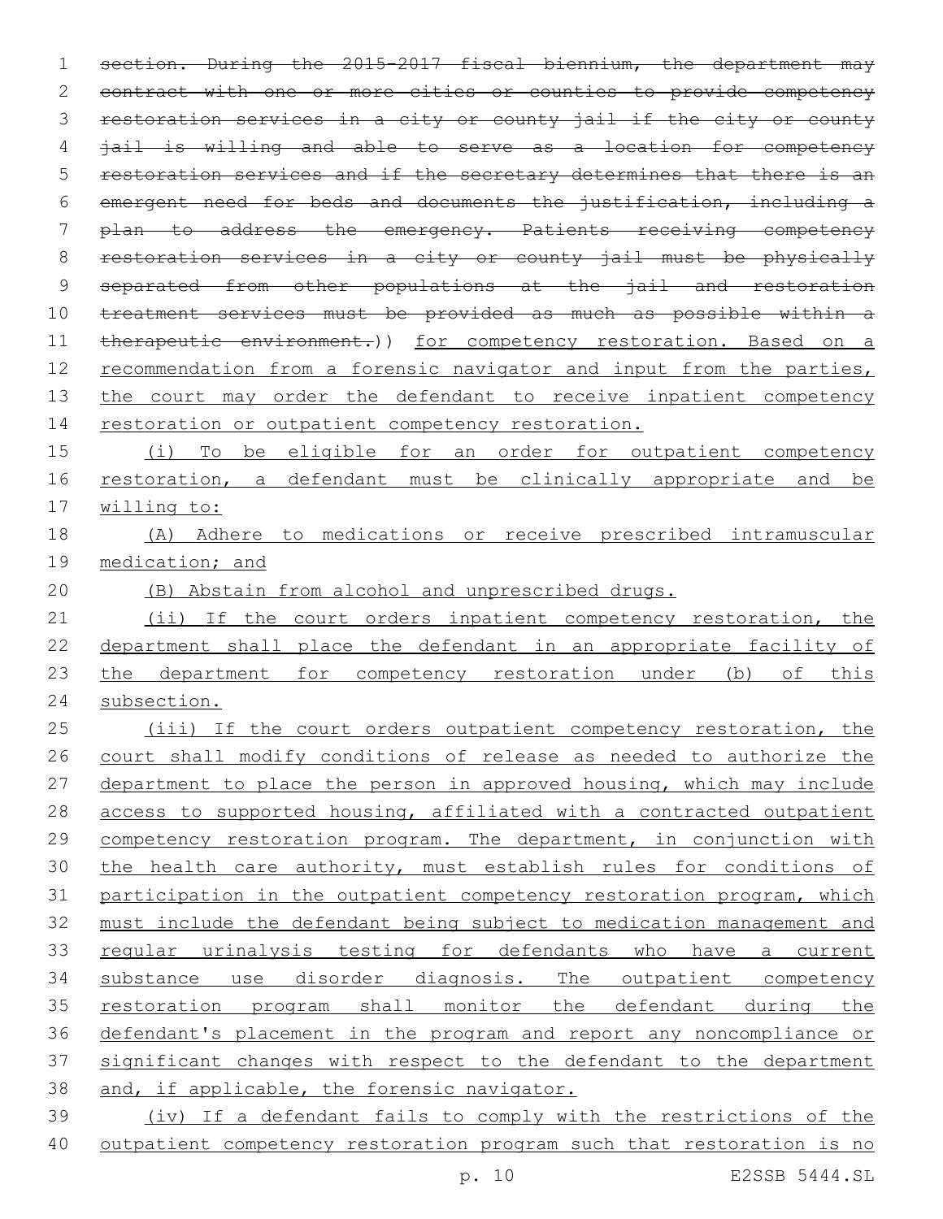~~section. During the 2015-2017 fiscal biennium, the department may contract with one or more cities or counties to provide competency restoration services in a city or county jail if the city or county jail is willing and able to serve as a location for competency restoration services and if the secretary determines that there is an emergent need for beds and documents the justification, including a plan to address the emergency. Patients receiving competency restoration services in a city or county jail must be physically separated from other populations at the jail and restoration treatment services must be provided as much as possible within a therapeutic environment.~~)) for competency restoration. Based on a recommendation from a forensic navigator and input from the parties, the court may order the defendant to receive inpatient competency restoration or outpatient competency restoration.

(i) To be eligible for an order for outpatient competency restoration, a defendant must be clinically appropriate and be willing to:

(A) Adhere to medications or receive prescribed intramuscular medication; and

(B) Abstain from alcohol and unprescribed drugs.

(ii) If the court orders inpatient competency restoration, the department shall place the defendant in an appropriate facility of the department for competency restoration under (b) of this subsection.

(iii) If the court orders outpatient competency restoration, the court shall modify conditions of release as needed to authorize the department to place the person in approved housing, which may include access to supported housing, affiliated with a contracted outpatient competency restoration program. The department, in conjunction with the health care authority, must establish rules for conditions of participation in the outpatient competency restoration program, which must include the defendant being subject to medication management and regular urinalysis testing for defendants who have a current substance use disorder diagnosis. The outpatient competency restoration program shall monitor the defendant during the defendant's placement in the program and report any noncompliance or significant changes with respect to the defendant to the department and, if applicable, the forensic navigator.

(iv) If a defendant fails to comply with the restrictions of the outpatient competency restoration program such that restoration is no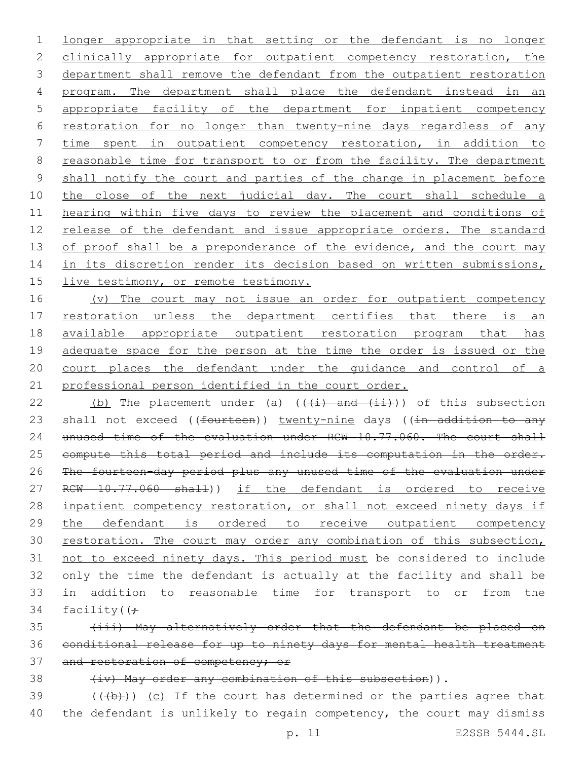longer appropriate in that setting or the defendant is no longer clinically appropriate for outpatient competency restoration, the department shall remove the defendant from the outpatient restoration program. The department shall place the defendant instead in an appropriate facility of the department for inpatient competency restoration for no longer than twenty-nine days regardless of any time spent in outpatient competency restoration, in addition to reasonable time for transport to or from the facility. The department shall notify the court and parties of the change in placement before the close of the next judicial day. The court shall schedule a hearing within five days to review the placement and conditions of release of the defendant and issue appropriate orders. The standard of proof shall be a preponderance of the evidence, and the court may in its discretion render its decision based on written submissions, live testimony, or remote testimony.

(v) The court may not issue an order for outpatient competency restoration unless the department certifies that there is an available appropriate outpatient restoration program that has adequate space for the person at the time the order is issued or the court places the defendant under the guidance and control of a professional person identified in the court order.

(b) The placement under (a) (((i) and (ii))) of this subsection shall not exceed ((fourteen)) twenty-nine days ((in addition to any unused time of the evaluation under RCW 10.77.060. The court shall compute this total period and include its computation in the order. The fourteen-day period plus any unused time of the evaluation under RCW 10.77.060 shall)) if the defendant is ordered to receive inpatient competency restoration, or shall not exceed ninety days if the defendant is ordered to receive outpatient competency restoration. The court may order any combination of this subsection, not to exceed ninety days. This period must be considered to include only the time the defendant is actually at the facility and shall be in addition to reasonable time for transport to or from the facility((;

(iii) May alternatively order that the defendant be placed on conditional release for up to ninety days for mental health treatment and restoration of competency; or

(iv) May order any combination of this subsection)).

(((b))) (c) If the court has determined or the parties agree that the defendant is unlikely to regain competency, the court may dismiss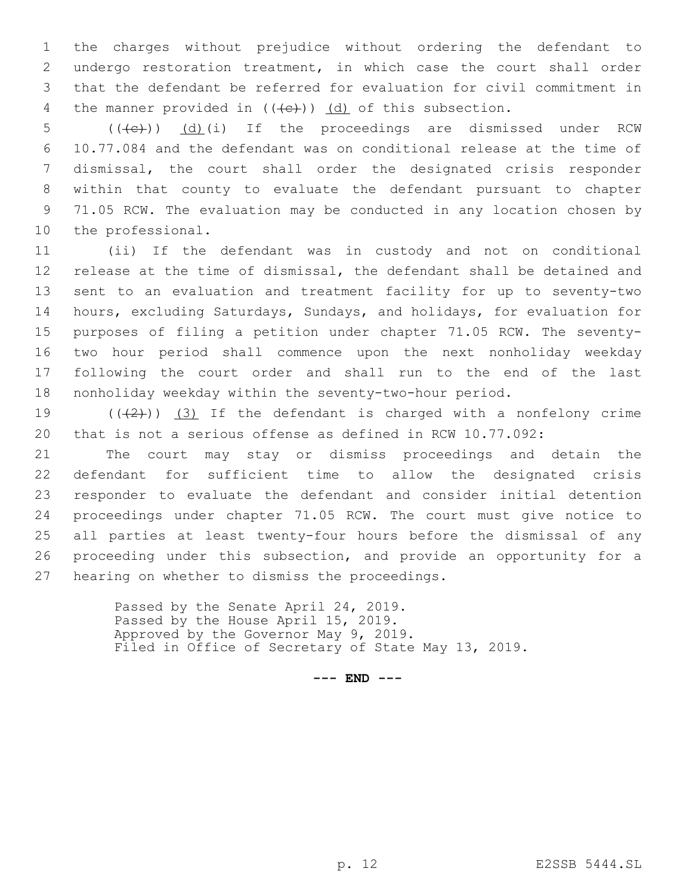the charges without prejudice without ordering the defendant to undergo restoration treatment, in which case the court shall order that the defendant be referred for evaluation for civil commitment in the manner provided in (((c))) (d) of this subsection.

(((c))) (d)(i) If the proceedings are dismissed under RCW 10.77.084 and the defendant was on conditional release at the time of dismissal, the court shall order the designated crisis responder within that county to evaluate the defendant pursuant to chapter 71.05 RCW. The evaluation may be conducted in any location chosen by the professional.

(ii) If the defendant was in custody and not on conditional release at the time of dismissal, the defendant shall be detained and sent to an evaluation and treatment facility for up to seventy-two hours, excluding Saturdays, Sundays, and holidays, for evaluation for purposes of filing a petition under chapter 71.05 RCW. The seventy-two hour period shall commence upon the next nonholiday weekday following the court order and shall run to the end of the last nonholiday weekday within the seventy-two-hour period.

(((2))) (3) If the defendant is charged with a nonfelony crime that is not a serious offense as defined in RCW 10.77.092:

The court may stay or dismiss proceedings and detain the defendant for sufficient time to allow the designated crisis responder to evaluate the defendant and consider initial detention proceedings under chapter 71.05 RCW. The court must give notice to all parties at least twenty-four hours before the dismissal of any proceeding under this subsection, and provide an opportunity for a hearing on whether to dismiss the proceedings.

Passed by the Senate April 24, 2019.
Passed by the House April 15, 2019.
Approved by the Governor May 9, 2019.
Filed in Office of Secretary of State May 13, 2019.

**--- END ---**